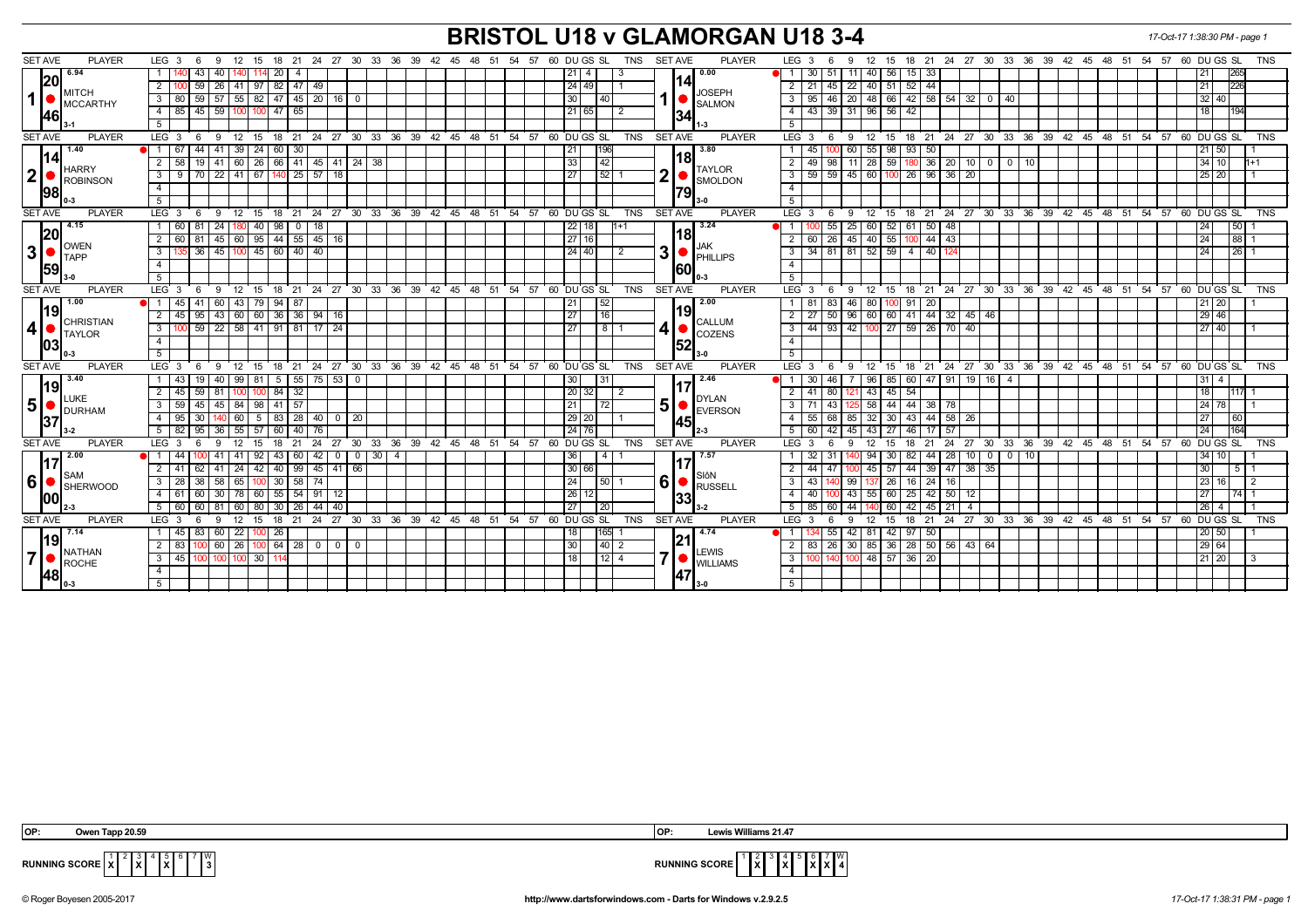# BRISTOL U18 v GLAMORGAN U18 3-4

17-Oct-17 1:38:30 PM - page 1

| SET AVE | PLAYER | LEG | 3 | 6 | 9 | 12 | 15 | 18 | 21 | 24 | 27 | 30 | 33 | DU | GS | SL | TNS | SET AVE | PLAYER | LEG | 3 | 6 | 9 | 12 | 15 | 18 | 21 | 24 | 27 | 30 | 33 | DU | GS | SL | TNS |
|---|---|---|---|---|---|---|---|---|---|---|---|---|---|---|---|---|---|---|---|---|---|---|---|---|---|---|---|---|---|---|---|---|---|---|---|
| 6.94 / 20.46 | 1 MITCH MCCARTHY 3-1 | 1 | 140 | 43 | 40 | 140 | 114 | 20 | 4 | | | | | 21 | 4 | | 3 | 0.00 / 14.34 | 1 JOSEPH SALMON 1-3 | 1 | 30 | 51 | 11 | 40 | 56 | 15 | 33 | | | | | | 21 | 265 | |
| | | 2 | 100 | 59 | 26 | 41 | 97 | 82 | 47 | 49 | | | | 24 | 49 | | 1 | | | 2 | 21 | 45 | 22 | 40 | 51 | 52 | 44 | | | | | | 21 | 226 | |
| | | 3 | 80 | 59 | 57 | 55 | 82 | 47 | 45 | 20 | 16 | 0 | | 30 | | 40 | | | | 3 | 95 | 46 | 20 | 48 | 66 | 42 | 58 | 54 | 32 | 0 | 40 | 32 | 40 | | |
| | | 4 | 85 | 45 | 59 | 100 | 100 | 47 | 65 | | | | | 21 | 65 | | 2 | | | 4 | 43 | 39 | 31 | 96 | 56 | 42 | | | | | | | 18 | 194 | |
| 1.40 / 14.98 | 2 HARRY ROBINSON 0-3 | 1 | 67 | 44 | 41 | 39 | 24 | 60 | 30 | | | | | | 21 | 196 | | 3.80 / 18.79 | 2 TAYLOR SMOLDON 3-0 | 1 | 45 | 100 | 60 | 55 | 98 | 93 | 50 | | | | | 21 | 50 | | 1 |
| | | 2 | 58 | 19 | 41 | 60 | 26 | 66 | 41 | 45 | 41 | 24 | 38 | | 33 | 42 | | | | 2 | 49 | 98 | 11 | 28 | 59 | 180 | 36 | 20 | 10 | 0 | 0 | 10 | 34 | 10 | 1+1 |
| | | 3 | 9 | 70 | 22 | 41 | 67 | 140 | 25 | 57 | 18 | | | | 27 | 52 | 1 | | | 3 | 59 | 59 | 45 | 60 | 100 | 26 | 96 | 36 | 20 | | | 25 | 20 | | 1 |
| 4.15 / 20.59 | 3 OWEN TAPP 3-0 | 1 | 60 | 81 | 24 | 180 | 40 | 98 | 0 | 18 | | | | 22 | 18 | | 1+1 | 3.24 / 18.60 | 3 JAK PHILLIPS 0-3 | 1 | 100 | 55 | 25 | 60 | 52 | 61 | 50 | 48 | | | | | 24 | 50 | 1 |
| | | 2 | 60 | 81 | 45 | 60 | 95 | 44 | 55 | 45 | 16 | | | 27 | 16 | | | | | 2 | 60 | 26 | 45 | 40 | 55 | 100 | 44 | 43 | | | | | 24 | 88 | 1 |
| | | 3 | 135 | 36 | 45 | 100 | 45 | 60 | 40 | 40 | | | | 24 | 40 | | 2 | | | 3 | 34 | 81 | 81 | 52 | 59 | 4 | 40 | 124 | | | | | 24 | 26 | 1 |
| 1.00 / 19.03 | 4 CHRISTIAN TAYLOR 0-3 | 1 | 45 | 41 | 60 | 43 | 79 | 94 | 87 | | | | | | 21 | 52 | | 2.00 / 19.52 | 4 CALLUM COZENS 3-0 | 1 | 81 | 83 | 46 | 80 | 100 | 91 | 20 | | | | | 21 | 20 | | 1 |
| | | 2 | 45 | 95 | 43 | 60 | 60 | 36 | 36 | 94 | 16 | | | | 27 | 16 | | | | 2 | 27 | 50 | 96 | 60 | 60 | 41 | 44 | 32 | 45 | 46 | | 29 | 46 | | |
| | | 3 | 100 | 59 | 22 | 58 | 41 | 91 | 81 | 17 | 24 | | | | 27 | 8 | 1 | | | 3 | 44 | 93 | 42 | 100 | 27 | 59 | 26 | 70 | 40 | | | 27 | 40 | | 1 |
| 3.40 / 19.37 | 5 LUKE DURHAM 3-2 | 1 | 43 | 19 | 40 | 99 | 81 | 5 | 55 | 75 | 53 | 0 | | 30 | | 31 | | 2.46 / 17.45 | 5 DYLAN EVERSON 2-3 | 1 | 30 | 46 | 7 | 96 | 85 | 60 | 47 | 91 | 19 | 16 | 4 | 31 | 4 | | |
| | | 2 | 45 | 59 | 81 | 100 | 100 | 84 | 32 | | | | | 20 | 32 | | 2 | | | 2 | 41 | 80 | 121 | 43 | 45 | 54 | | | | | | | 18 | 117 | 1 |
| | | 3 | 59 | 45 | 45 | 84 | 98 | 41 | 57 | | | | | | 21 | 72 | | | | 3 | 71 | 43 | 125 | 58 | 44 | 44 | 38 | 78 | | | | 24 | 78 | | 1 |
| | | 4 | 95 | 30 | 140 | 60 | 5 | 83 | 28 | 40 | 0 | 20 | | 29 | 20 | | 1 | | | 4 | 55 | 68 | 85 | 32 | 30 | 43 | 44 | 58 | 26 | | | | 27 | 60 | |
| | | 5 | 82 | 95 | 36 | 55 | 57 | 60 | 40 | 76 | | | | 24 | 76 | | | | | 5 | 60 | 42 | 45 | 43 | 27 | 46 | 17 | 57 | | | | | 24 | 164 | |
| 2.00 / 17.00 | 6 SAM SHERWOOD 2-3 | 1 | 44 | 100 | 41 | 41 | 92 | 43 | 60 | 42 | 0 | 0 | 30 4 | | 36 | 4 | 1 | 7.57 / 17.33 | 6 SIôN RUSSELL 3-2 | 1 | 32 | 31 | 140 | 94 | 30 | 82 | 44 | 28 | 10 | 0 | 0 10 | 34 | 10 | | 1 |
| | | 2 | 41 | 62 | 41 | 24 | 42 | 40 | 99 | 45 | 41 | 66 | | 30 | 66 | | | | | 2 | 44 | 47 | 100 | 45 | 57 | 44 | 39 | 47 | 38 | 35 | | | 30 | 5 | 1 |
| | | 3 | 28 | 38 | 58 | 65 | 100 | 30 | 58 | 74 | | | | | 24 | 50 | 1 | | | 3 | 43 | 140 | 99 | 137 | 26 | 16 | 24 | 16 | | | | 23 | 16 | | 2 |
| | | 4 | 61 | 60 | 30 | 78 | 60 | 55 | 54 | 91 | 12 | | | 26 | 12 | | | | | 4 | 40 | 100 | 43 | 55 | 60 | 25 | 42 | 50 | 12 | | | | 27 | 74 | 1 |
| | | 5 | 60 | 60 | 81 | 60 | 80 | 30 | 26 | 44 | 40 | | | | 27 | 20 | | | | 5 | 85 | 60 | 44 | 140 | 60 | 42 | 45 | 21 | 4 | | | 26 | 4 | | 1 |
| 7.14 / 19.48 | 7 NATHAN ROCHE 0-3 | 1 | 45 | 83 | 60 | 22 | 100 | 26 | | | | | | | 18 | 165 | 1 | 4.74 / 21.47 | 7 LEWIS WILLIAMS 3-0 | 1 | 134 | 55 | 42 | 81 | 42 | 97 | 50 | | | | | 20 | 50 | | 1 |
| | | 2 | 83 | 100 | 60 | 26 | 100 | 64 | 28 | 0 | 0 | 0 | | | 30 | 40 | 2 | | | 2 | 83 | 26 | 30 | 85 | 36 | 28 | 50 | 56 | 43 | 64 | | 29 | 64 | | |
| | | 3 | 45 | 100 | 100 | 100 | 30 | 114 | | | | | | | 18 | 12 | 4 | | | 3 | 100 | 140 | 100 | 48 | 57 | 36 | 20 | | | | | 21 | 20 | | 3 |

OP: Owen Tapp 20.59 | OP: Lewis Williams 21.47

RUNNING SCORE (Bristol): 1 X, 2, 3 X, 4, 5 X, 6, 7, W 3

RUNNING SCORE (Glamorgan): 1, 2 X, 3, 4 X, 5, 6 X, 7 X, W 4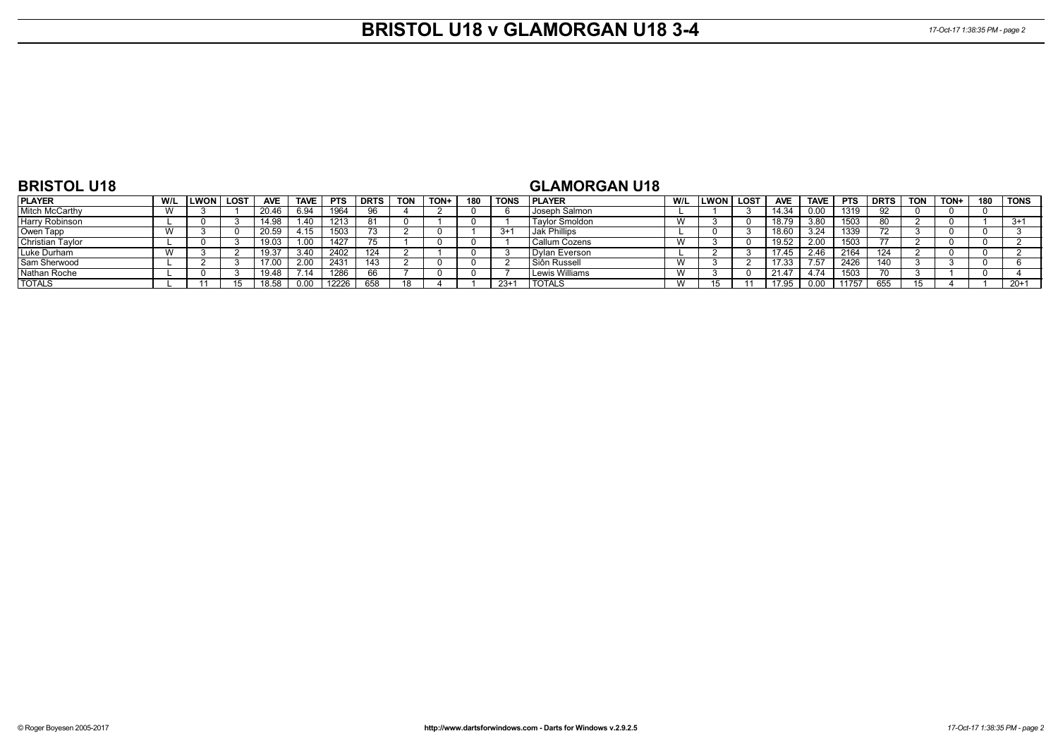# BRISTOL U18 v GLAMORGAN U18 3-4

## BRISTOL U18

| PLAYER | W/L | LWON | LOST | AVE | TAVE | PTS | DRTS | TON | TON+ | 180 | TONS |
|---|---|---|---|---|---|---|---|---|---|---|---|
| Mitch McCarthy | W | 3 | 1 | 20.46 | 6.94 | 1964 | 96 | 4 | 2 | 0 | 6 |
| Harry Robinson | L | 0 | 3 | 14.98 | 1.40 | 1213 | 81 | 0 | 1 | 0 | 1 |
| Owen Tapp | W | 3 | 0 | 20.59 | 4.15 | 1503 | 73 | 2 | 0 | 1 | 3+1 |
| Christian Taylor | L | 0 | 3 | 19.03 | 1.00 | 1427 | 75 | 1 | 0 | 0 | 1 |
| Luke Durham | W | 3 | 2 | 19.37 | 3.40 | 2402 | 124 | 2 | 1 | 0 | 3 |
| Sam Sherwood | L | 2 | 3 | 17.00 | 2.00 | 2431 | 143 | 2 | 0 | 0 | 2 |
| Nathan Roche | L | 0 | 3 | 19.48 | 7.14 | 1286 | 66 | 7 | 0 | 0 | 7 |
| TOTALS | L | 11 | 15 | 18.58 | 0.00 | 12226 | 658 | 18 | 4 | 1 | 23+1 |

## GLAMORGAN U18

| PLAYER | W/L | LWON | LOST | AVE | TAVE | PTS | DRTS | TON | TON+ | 180 | TONS |
|---|---|---|---|---|---|---|---|---|---|---|---|
| Joseph Salmon | L | 1 | 3 | 14.34 | 0.00 | 1319 | 92 | 0 | 0 | 0 | |
| Taylor Smoldon | W | 3 | 0 | 18.79 | 3.80 | 1503 | 80 | 2 | 0 | 1 | 3+1 |
| Jak Phillips | L | 0 | 3 | 18.60 | 3.24 | 1339 | 72 | 3 | 0 | 0 | 3 |
| Callum Cozens | W | 3 | 0 | 19.52 | 2.00 | 1503 | 77 | 2 | 0 | 0 | 2 |
| Dylan Everson | L | 2 | 3 | 17.45 | 2.46 | 2164 | 124 | 2 | 0 | 0 | 2 |
| Siôn Russell | W | 3 | 2 | 17.33 | 7.57 | 2426 | 140 | 3 | 3 | 0 | 6 |
| Lewis Williams | W | 3 | 0 | 21.47 | 4.74 | 1503 | 70 | 3 | 1 | 0 | 4 |
| TOTALS | W | 15 | 11 | 17.95 | 0.00 | 11757 | 655 | 15 | 4 | 1 | 20+1 |